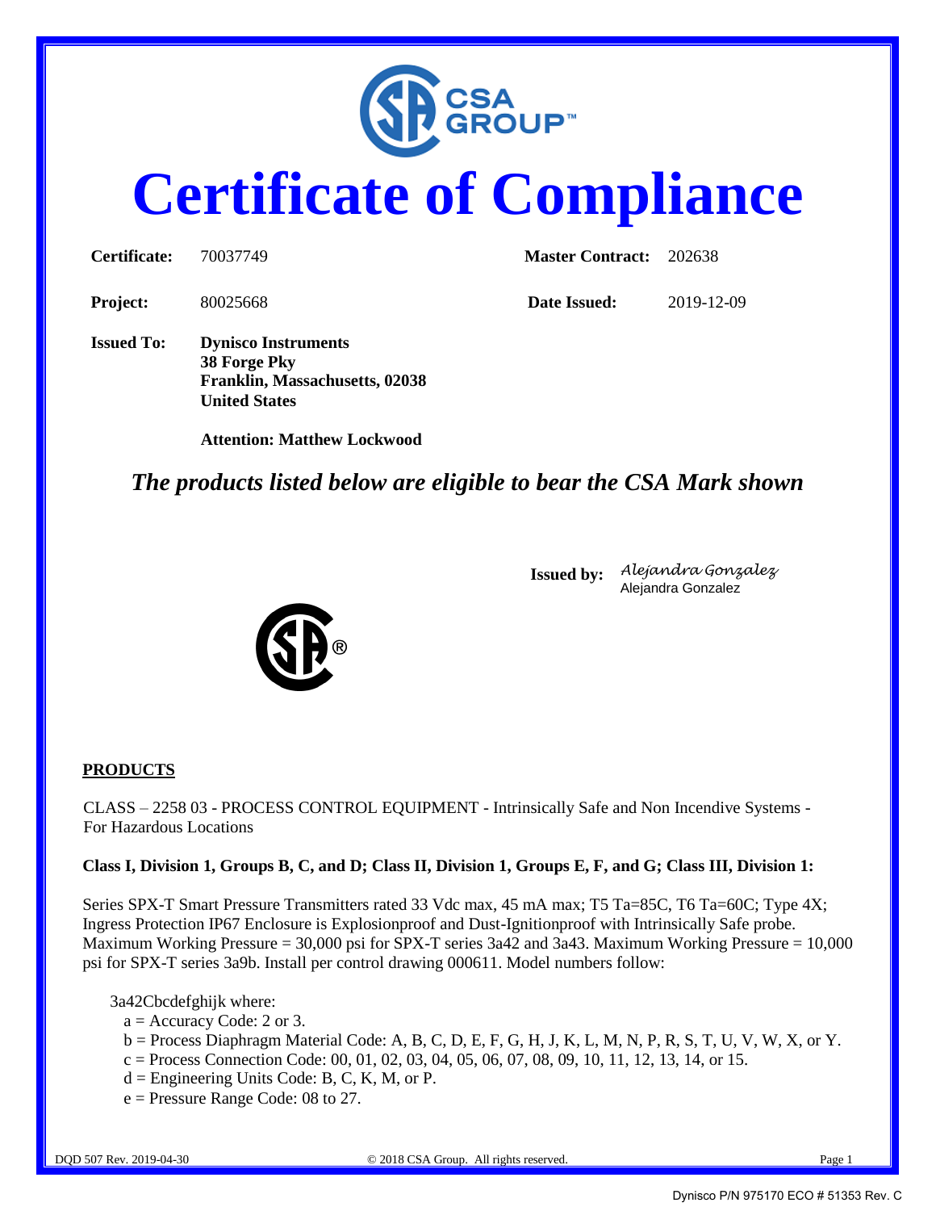# Certificate of Compliance

| | | | |
|---|---|---|---|
| **Certificate:** | 70037749 | **Master Contract:** | 202638 |
| **Project:** | 80025668 | **Date Issued:** | 2019-12-09 |

**Issued To:** **Dynisco Instruments**
**38 Forge Pky**
**Franklin, Massachusetts, 02038**
**United States**

**Attention: Matthew Lockwood**

***The products listed below are eligible to bear the CSA Mark shown***

**Issued by:** *Alejandra Gonzalez*
Alejandra Gonzalez

**PRODUCTS**

CLASS – 2258 03 - PROCESS CONTROL EQUIPMENT - Intrinsically Safe and Non Incendive Systems - For Hazardous Locations

**Class I, Division 1, Groups B, C, and D; Class II, Division 1, Groups E, F, and G; Class III, Division 1:**

Series SPX-T Smart Pressure Transmitters rated 33 Vdc max, 45 mA max; T5 Ta=85C, T6 Ta=60C; Type 4X; Ingress Protection IP67 Enclosure is Explosionproof and Dust-Ignitionproof with Intrinsically Safe probe. Maximum Working Pressure = 30,000 psi for SPX-T series 3a42 and 3a43. Maximum Working Pressure = 10,000 psi for SPX-T series 3a9b. Install per control drawing 000611. Model numbers follow:

3a42Cbcdefghijk where:
- a = Accuracy Code: 2 or 3.
- b = Process Diaphragm Material Code: A, B, C, D, E, F, G, H, J, K, L, M, N, P, R, S, T, U, V, W, X, or Y.
- c = Process Connection Code: 00, 01, 02, 03, 04, 05, 06, 07, 08, 09, 10, 11, 12, 13, 14, or 15.
- d = Engineering Units Code: B, C, K, M, or P.
- e = Pressure Range Code: 08 to 27.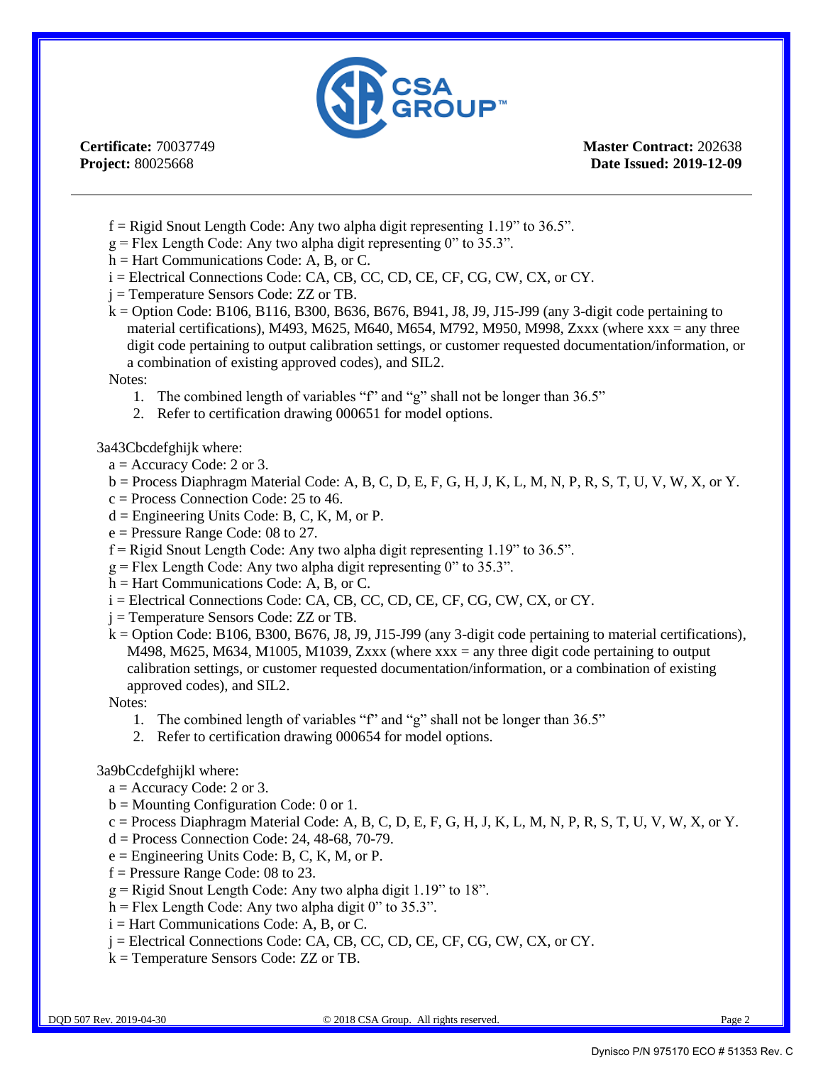**Certificate:** 70037749
**Project:** 80025668

**Master Contract:** 202638
**Date Issued: 2019-12-09**

- f = Rigid Snout Length Code: Any two alpha digit representing 1.19" to 36.5".
- g = Flex Length Code: Any two alpha digit representing 0" to 35.3".
- h = Hart Communications Code: A, B, or C.
- i = Electrical Connections Code: CA, CB, CC, CD, CE, CF, CG, CW, CX, or CY.
- j = Temperature Sensors Code: ZZ or TB.
- k = Option Code: B106, B116, B300, B636, B676, B941, J8, J9, J15-J99 (any 3-digit code pertaining to material certifications), M493, M625, M640, M654, M792, M950, M998, Zxxx (where xxx = any three digit code pertaining to output calibration settings, or customer requested documentation/information, or a combination of existing approved codes), and SIL2.

Notes:
1. The combined length of variables "f" and "g" shall not be longer than 36.5"
2. Refer to certification drawing 000651 for model options.

3a43Cbcdefghijk where:

- a = Accuracy Code: 2 or 3.
- b = Process Diaphragm Material Code: A, B, C, D, E, F, G, H, J, K, L, M, N, P, R, S, T, U, V, W, X, or Y.
- c = Process Connection Code: 25 to 46.
- d = Engineering Units Code: B, C, K, M, or P.
- e = Pressure Range Code: 08 to 27.
- f = Rigid Snout Length Code: Any two alpha digit representing 1.19" to 36.5".
- g = Flex Length Code: Any two alpha digit representing 0" to 35.3".
- h = Hart Communications Code: A, B, or C.
- i = Electrical Connections Code: CA, CB, CC, CD, CE, CF, CG, CW, CX, or CY.
- j = Temperature Sensors Code: ZZ or TB.
- k = Option Code: B106, B300, B676, J8, J9, J15-J99 (any 3-digit code pertaining to material certifications), M498, M625, M634, M1005, M1039, Zxxx (where xxx = any three digit code pertaining to output calibration settings, or customer requested documentation/information, or a combination of existing approved codes), and SIL2.

Notes:
1. The combined length of variables "f" and "g" shall not be longer than 36.5"
2. Refer to certification drawing 000654 for model options.

3a9bCcdefghijkl where:

- a = Accuracy Code: 2 or 3.
- b = Mounting Configuration Code: 0 or 1.
- c = Process Diaphragm Material Code: A, B, C, D, E, F, G, H, J, K, L, M, N, P, R, S, T, U, V, W, X, or Y.
- d = Process Connection Code: 24, 48-68, 70-79.
- e = Engineering Units Code: B, C, K, M, or P.
- f = Pressure Range Code: 08 to 23.
- g = Rigid Snout Length Code: Any two alpha digit 1.19" to 18".
- h = Flex Length Code: Any two alpha digit 0" to 35.3".
- i = Hart Communications Code: A, B, or C.
- j = Electrical Connections Code: CA, CB, CC, CD, CE, CF, CG, CW, CX, or CY.
- k = Temperature Sensors Code: ZZ or TB.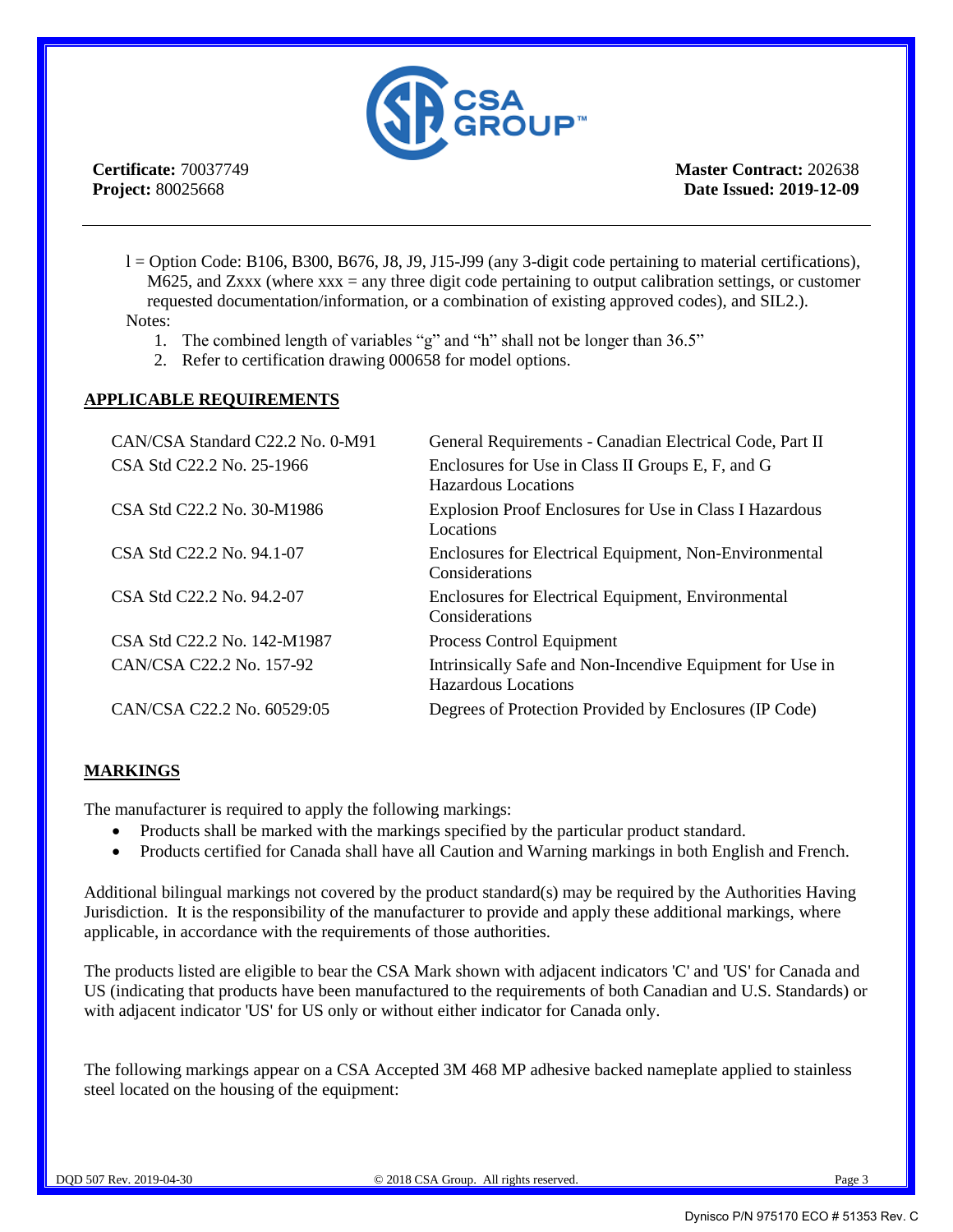**Certificate:** 70037749
**Project:** 80025668

**Master Contract:** 202638
**Date Issued: 2019-12-09**

l = Option Code: B106, B300, B676, J8, J9, J15-J99 (any 3-digit code pertaining to material certifications), M625, and Zxxx (where xxx = any three digit code pertaining to output calibration settings, or customer requested documentation/information, or a combination of existing approved codes), and SIL2.).

Notes:

1. The combined length of variables "g" and "h" shall not be longer than 36.5"
2. Refer to certification drawing 000658 for model options.

## APPLICABLE REQUIREMENTS

| | |
|---|---|
| CAN/CSA Standard C22.2 No. 0-M91 | General Requirements - Canadian Electrical Code, Part II |
| CSA Std C22.2 No. 25-1966 | Enclosures for Use in Class II Groups E, F, and G Hazardous Locations |
| CSA Std C22.2 No. 30-M1986 | Explosion Proof Enclosures for Use in Class I Hazardous Locations |
| CSA Std C22.2 No. 94.1-07 | Enclosures for Electrical Equipment, Non-Environmental Considerations |
| CSA Std C22.2 No. 94.2-07 | Enclosures for Electrical Equipment, Environmental Considerations |
| CSA Std C22.2 No. 142-M1987 | Process Control Equipment |
| CAN/CSA C22.2 No. 157-92 | Intrinsically Safe and Non-Incendive Equipment for Use in Hazardous Locations |
| CAN/CSA C22.2 No. 60529:05 | Degrees of Protection Provided by Enclosures (IP Code) |

## MARKINGS

The manufacturer is required to apply the following markings:

- Products shall be marked with the markings specified by the particular product standard.
- Products certified for Canada shall have all Caution and Warning markings in both English and French.

Additional bilingual markings not covered by the product standard(s) may be required by the Authorities Having Jurisdiction. It is the responsibility of the manufacturer to provide and apply these additional markings, where applicable, in accordance with the requirements of those authorities.

The products listed are eligible to bear the CSA Mark shown with adjacent indicators 'C' and 'US' for Canada and US (indicating that products have been manufactured to the requirements of both Canadian and U.S. Standards) or with adjacent indicator 'US' for US only or without either indicator for Canada only.

The following markings appear on a CSA Accepted 3M 468 MP adhesive backed nameplate applied to stainless steel located on the housing of the equipment: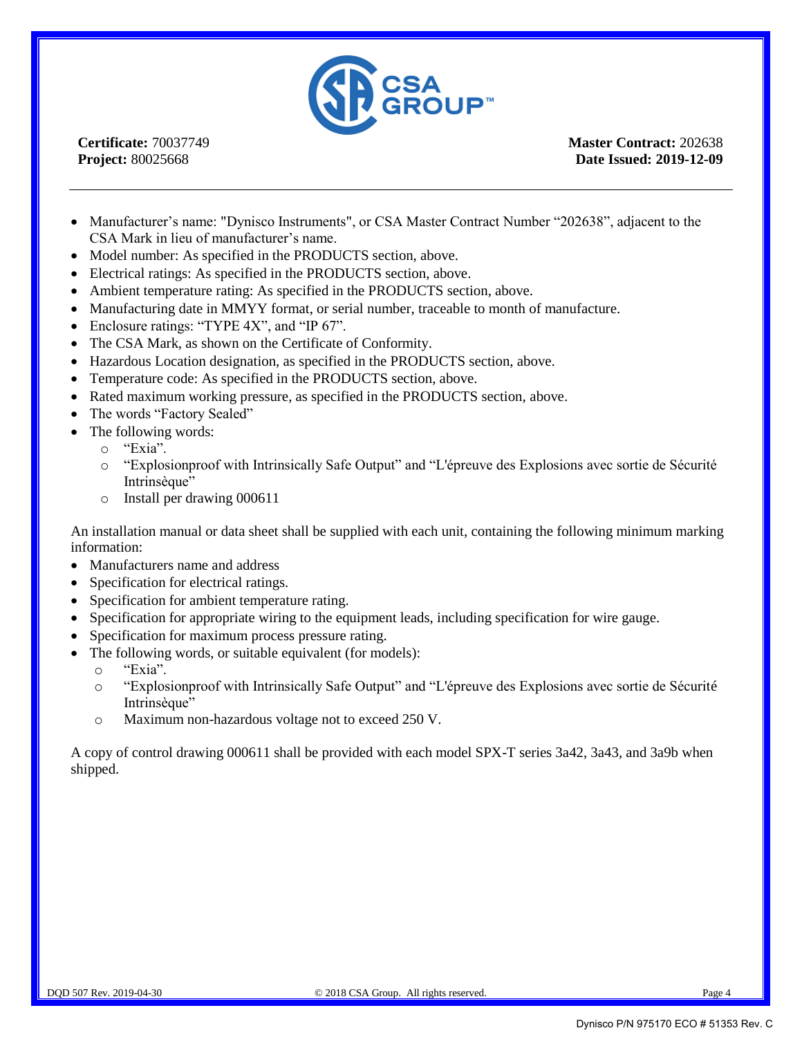**Certificate:** 70037749
**Project:** 80025668

**Master Contract:** 202638
**Date Issued: 2019-12-09**

---

- Manufacturer's name: "Dynisco Instruments", or CSA Master Contract Number "202638", adjacent to the CSA Mark in lieu of manufacturer's name.
- Model number: As specified in the PRODUCTS section, above.
- Electrical ratings: As specified in the PRODUCTS section, above.
- Ambient temperature rating: As specified in the PRODUCTS section, above.
- Manufacturing date in MMYY format, or serial number, traceable to month of manufacture.
- Enclosure ratings: "TYPE 4X", and "IP 67".
- The CSA Mark, as shown on the Certificate of Conformity.
- Hazardous Location designation, as specified in the PRODUCTS section, above.
- Temperature code: As specified in the PRODUCTS section, above.
- Rated maximum working pressure, as specified in the PRODUCTS section, above.
- The words "Factory Sealed"
- The following words:
    - "Exia".
    - "Explosionproof with Intrinsically Safe Output" and "L'épreuve des Explosions avec sortie de Sécurité Intrinsèque"
    - Install per drawing 000611

An installation manual or data sheet shall be supplied with each unit, containing the following minimum marking information:

- Manufacturers name and address
- Specification for electrical ratings.
- Specification for ambient temperature rating.
- Specification for appropriate wiring to the equipment leads, including specification for wire gauge.
- Specification for maximum process pressure rating.
- The following words, or suitable equivalent (for models):
    - "Exia".
    - "Explosionproof with Intrinsically Safe Output" and "L'épreuve des Explosions avec sortie de Sécurité Intrinsèque"
    - Maximum non-hazardous voltage not to exceed 250 V.

A copy of control drawing 000611 shall be provided with each model SPX-T series 3a42, 3a43, and 3a9b when shipped.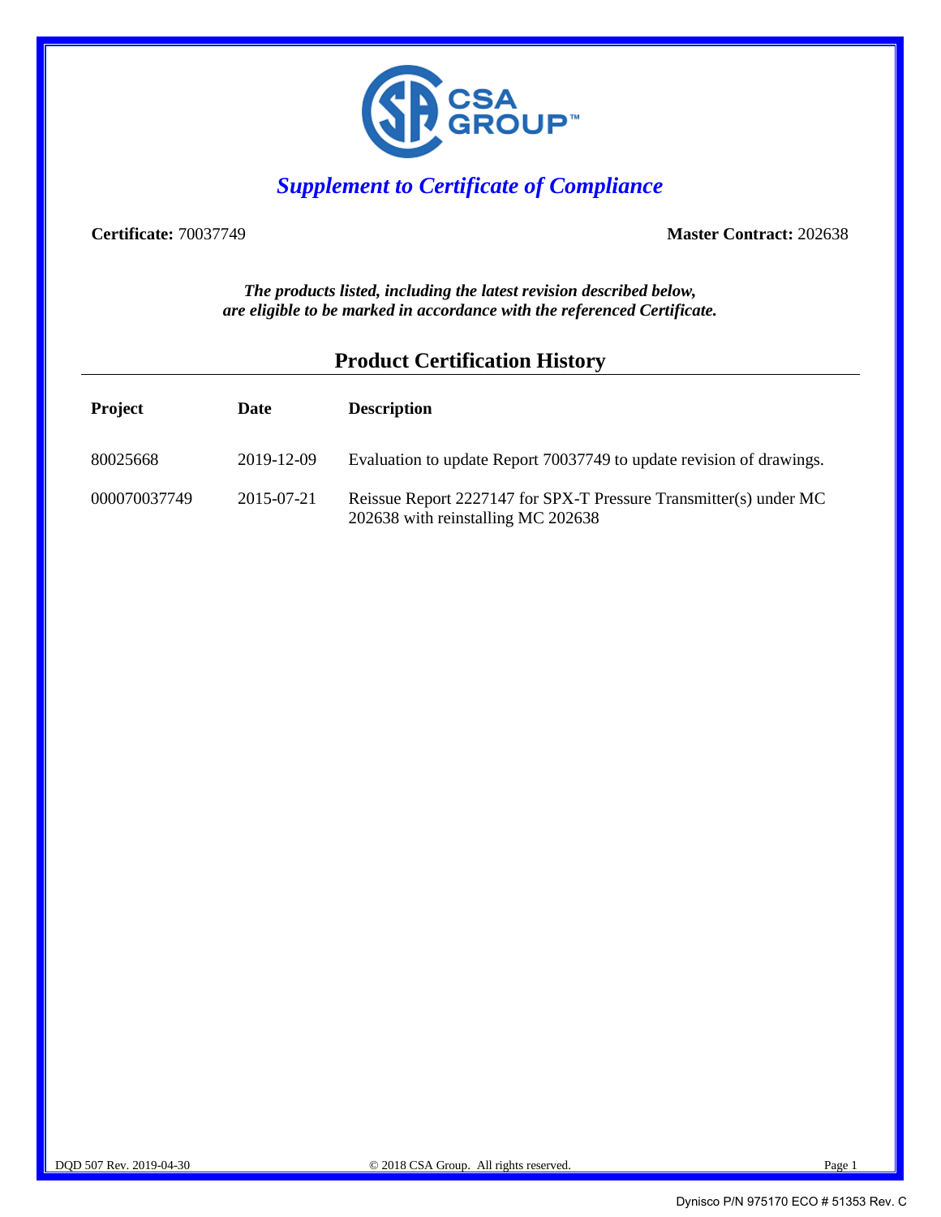# Supplement to Certificate of Compliance

**Certificate:** 70037749 **Master Contract:** 202638

***The products listed, including the latest revision described below, are eligible to be marked in accordance with the referenced Certificate.***

## Product Certification History

| Project | Date | Description |
|---|---|---|
| 80025668 | 2019-12-09 | Evaluation to update Report 70037749 to update revision of drawings. |
| 000070037749 | 2015-07-21 | Reissue Report 2227147 for SPX-T Pressure Transmitter(s) under MC 202638 with reinstalling MC 202638 |

DQD 507 Rev. 2019-04-30 © 2018 CSA Group. All rights reserved.

Dynisco P/N 975170 ECO # 51353 Rev. C